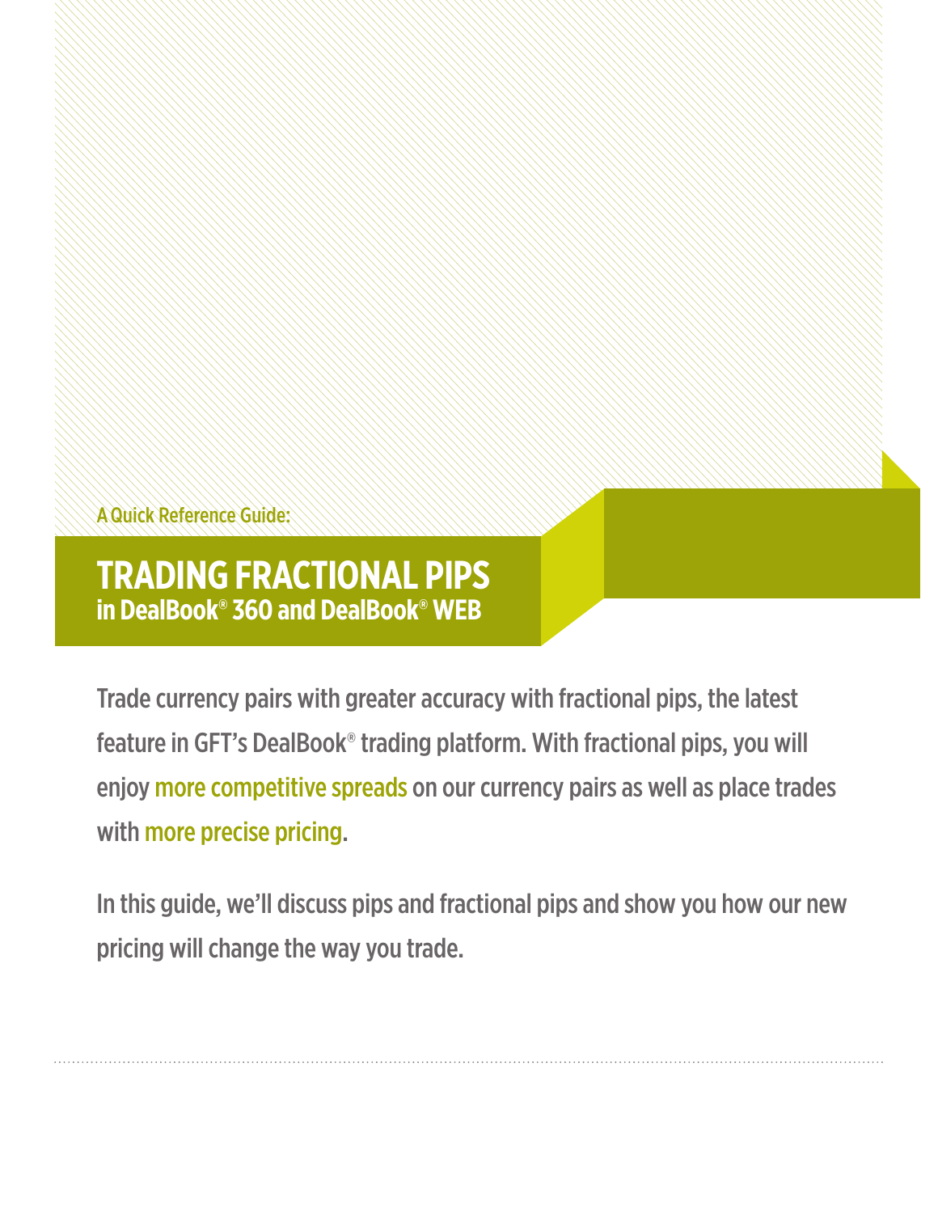A Quick Reference Guide:

# TRADING FRACTIONAL PIPS
## in DealBook® 360 and DealBook® WEB

Trade currency pairs with greater accuracy with fractional pips, the latest feature in GFT's DealBook® trading platform. With fractional pips, you will enjoy more competitive spreads on our currency pairs as well as place trades with more precise pricing.

In this guide, we'll discuss pips and fractional pips and show you how our new pricing will change the way you trade.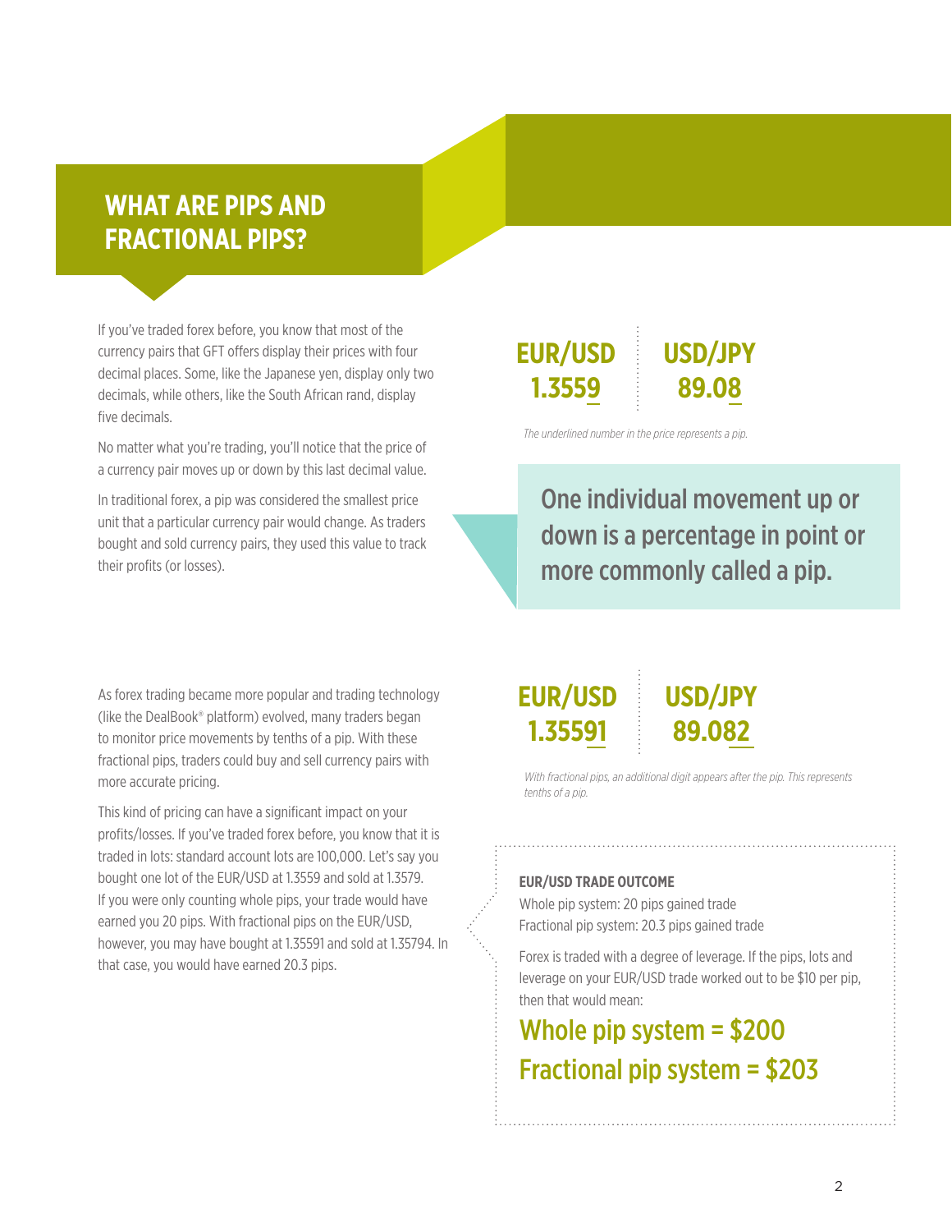# WHAT ARE PIPS AND FRACTIONAL PIPS?

If you've traded forex before, you know that most of the currency pairs that GFT offers display their prices with four decimal places. Some, like the Japanese yen, display only two decimals, while others, like the South African rand, display five decimals.

No matter what you're trading, you'll notice that the price of a currency pair moves up or down by this last decimal value.

In traditional forex, a pip was considered the smallest price unit that a particular currency pair would change. As traders bought and sold currency pairs, they used this value to track their profits (or losses).

**EUR/USD 1.3559** | **USD/JPY 89.08**

*The underlined number in the price represents a pip.*

> One individual movement up or down is a percentage in point or more commonly called a pip.

As forex trading became more popular and trading technology (like the DealBook® platform) evolved, many traders began to monitor price movements by tenths of a pip. With these fractional pips, traders could buy and sell currency pairs with more accurate pricing.

This kind of pricing can have a significant impact on your profits/losses. If you've traded forex before, you know that it is traded in lots: standard account lots are 100,000. Let's say you bought one lot of the EUR/USD at 1.3559 and sold at 1.3579. If you were only counting whole pips, your trade would have earned you 20 pips. With fractional pips on the EUR/USD, however, you may have bought at 1.35591 and sold at 1.35794. In that case, you would have earned 20.3 pips.

**EUR/USD 1.35591** | **USD/JPY 89.082**

*With fractional pips, an additional digit appears after the pip. This represents tenths of a pip.*

**EUR/USD TRADE OUTCOME**

Whole pip system: 20 pips gained trade
Fractional pip system: 20.3 pips gained trade

Forex is traded with a degree of leverage. If the pips, lots and leverage on your EUR/USD trade worked out to be $10 per pip, then that would mean:

**Whole pip system = $200**

**Fractional pip system = $203**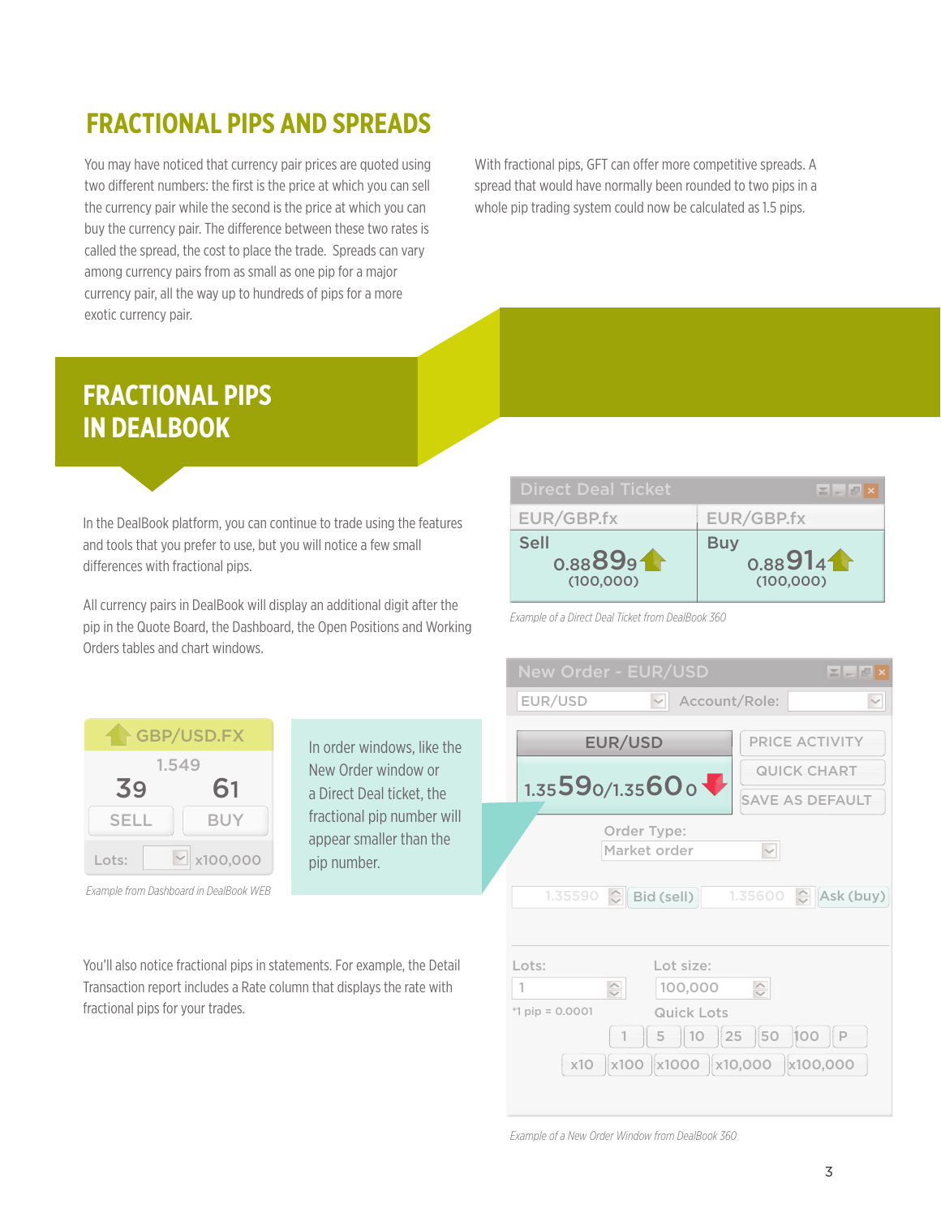## FRACTIONAL PIPS AND SPREADS

You may have noticed that currency pair prices are quoted using two different numbers: the first is the price at which you can sell the currency pair while the second is the price at which you can buy the currency pair. The difference between these two rates is called the spread, the cost to place the trade. Spreads can vary among currency pairs from as small as one pip for a major currency pair, all the way up to hundreds of pips for a more exotic currency pair.

With fractional pips, GFT can offer more competitive spreads. A spread that would have normally been rounded to two pips in a whole pip trading system could now be calculated as 1.5 pips.

## FRACTIONAL PIPS IN DEALBOOK

In the DealBook platform, you can continue to trade using the features and tools that you prefer to use, but you will notice a few small differences with fractional pips.

All currency pairs in DealBook will display an additional digit after the pip in the Quote Board, the Dashboard, the Open Positions and Working Orders tables and chart windows.

Direct Deal Ticket

EUR/GBP.fx Sell 0.88899 (100,000)

EUR/GBP.fx Buy 0.88914 (100,000)

*Example of a Direct Deal Ticket from DealBook 360*

GBP/USD.FX 1.549 39 61 SELL BUY Lots: x100,000

*Example from Dashboard in DealBook WEB*

In order windows, like the New Order window or a Direct Deal ticket, the fractional pip number will appear smaller than the pip number.

New Order - EUR/USD

EUR/USD Account/Role:

EUR/USD 1.35590/1.35600

PRICE ACTIVITY QUICK CHART SAVE AS DEFAULT

Order Type: Market order

1.35590 Bid (sell) 1.35600 Ask (buy)

Lots: 1 Lot size: 100,000

*1 pip = 0.0001 Quick Lots

1 5 10 25 50 100 P

x10 x100 x1000 x10,000 x100,000

*Example of a New Order Window from DealBook 360*

You'll also notice fractional pips in statements. For example, the Detail Transaction report includes a Rate column that displays the rate with fractional pips for your trades.